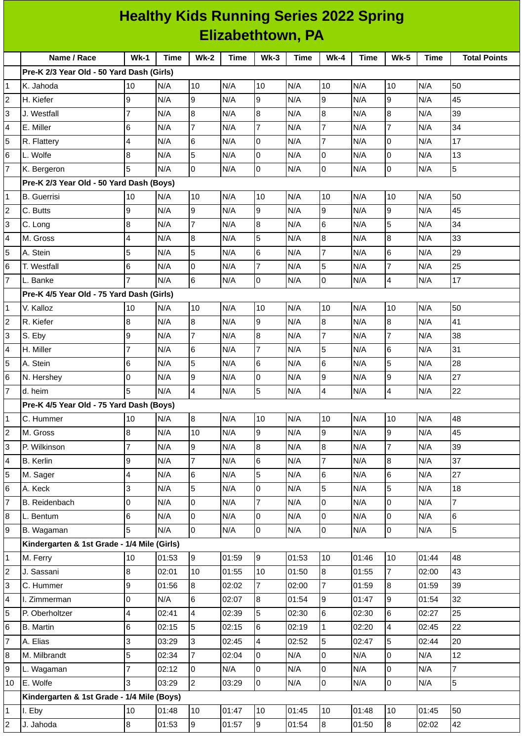# Healthy Kids Running Series 2022 Spring
## Elizabethtown, PA

| | Name / Race | Wk-1 | Time | Wk-2 | Time | Wk-3 | Time | Wk-4 | Time | Wk-5 | Time | Total Points |
|---|---|---|---|---|---|---|---|---|---|---|---|---|
| | **Pre-K 2/3 Year Old - 50 Yard Dash (Girls)** | | | | | | | | | | | |
| 1 | K. Jahoda | 10 | N/A | 10 | N/A | 10 | N/A | 10 | N/A | 10 | N/A | 50 |
| 2 | H. Kiefer | 9 | N/A | 9 | N/A | 9 | N/A | 9 | N/A | 9 | N/A | 45 |
| 3 | J. Westfall | 7 | N/A | 8 | N/A | 8 | N/A | 8 | N/A | 8 | N/A | 39 |
| 4 | E. Miller | 6 | N/A | 7 | N/A | 7 | N/A | 7 | N/A | 7 | N/A | 34 |
| 5 | R. Flattery | 4 | N/A | 6 | N/A | 0 | N/A | 7 | N/A | 0 | N/A | 17 |
| 6 | L. Wolfe | 8 | N/A | 5 | N/A | 0 | N/A | 0 | N/A | 0 | N/A | 13 |
| 7 | K. Bergeron | 5 | N/A | 0 | N/A | 0 | N/A | 0 | N/A | 0 | N/A | 5 |
| | **Pre-K 2/3 Year Old - 50 Yard Dash (Boys)** | | | | | | | | | | | |
| 1 | B. Guerrisi | 10 | N/A | 10 | N/A | 10 | N/A | 10 | N/A | 10 | N/A | 50 |
| 2 | C. Butts | 9 | N/A | 9 | N/A | 9 | N/A | 9 | N/A | 9 | N/A | 45 |
| 3 | C. Long | 8 | N/A | 7 | N/A | 8 | N/A | 6 | N/A | 5 | N/A | 34 |
| 4 | M. Gross | 4 | N/A | 8 | N/A | 5 | N/A | 8 | N/A | 8 | N/A | 33 |
| 5 | A. Stein | 5 | N/A | 5 | N/A | 6 | N/A | 7 | N/A | 6 | N/A | 29 |
| 6 | T. Westfall | 6 | N/A | 0 | N/A | 7 | N/A | 5 | N/A | 7 | N/A | 25 |
| 7 | L. Banke | 7 | N/A | 6 | N/A | 0 | N/A | 0 | N/A | 4 | N/A | 17 |
| | **Pre-K 4/5 Year Old - 75 Yard Dash (Girls)** | | | | | | | | | | | |
| 1 | V. Kalloz | 10 | N/A | 10 | N/A | 10 | N/A | 10 | N/A | 10 | N/A | 50 |
| 2 | R. Kiefer | 8 | N/A | 8 | N/A | 9 | N/A | 8 | N/A | 8 | N/A | 41 |
| 3 | S. Eby | 9 | N/A | 7 | N/A | 8 | N/A | 7 | N/A | 7 | N/A | 38 |
| 4 | H. Miller | 7 | N/A | 6 | N/A | 7 | N/A | 5 | N/A | 6 | N/A | 31 |
| 5 | A. Stein | 6 | N/A | 5 | N/A | 6 | N/A | 6 | N/A | 5 | N/A | 28 |
| 6 | N. Hershey | 0 | N/A | 9 | N/A | 0 | N/A | 9 | N/A | 9 | N/A | 27 |
| 7 | d. heim | 5 | N/A | 4 | N/A | 5 | N/A | 4 | N/A | 4 | N/A | 22 |
| | **Pre-K 4/5 Year Old - 75 Yard Dash (Boys)** | | | | | | | | | | | |
| 1 | C. Hummer | 10 | N/A | 8 | N/A | 10 | N/A | 10 | N/A | 10 | N/A | 48 |
| 2 | M. Gross | 8 | N/A | 10 | N/A | 9 | N/A | 9 | N/A | 9 | N/A | 45 |
| 3 | P. Wilkinson | 7 | N/A | 9 | N/A | 8 | N/A | 8 | N/A | 7 | N/A | 39 |
| 4 | B. Kerlin | 9 | N/A | 7 | N/A | 6 | N/A | 7 | N/A | 8 | N/A | 37 |
| 5 | M. Sager | 4 | N/A | 6 | N/A | 5 | N/A | 6 | N/A | 6 | N/A | 27 |
| 6 | A. Keck | 3 | N/A | 5 | N/A | 0 | N/A | 5 | N/A | 5 | N/A | 18 |
| 7 | B. Reidenbach | 0 | N/A | 0 | N/A | 7 | N/A | 0 | N/A | 0 | N/A | 7 |
| 8 | L. Bentum | 6 | N/A | 0 | N/A | 0 | N/A | 0 | N/A | 0 | N/A | 6 |
| 9 | B. Wagaman | 5 | N/A | 0 | N/A | 0 | N/A | 0 | N/A | 0 | N/A | 5 |
| | **Kindergarten & 1st Grade - 1/4 Mile (Girls)** | | | | | | | | | | | |
| 1 | M. Ferry | 10 | 01:53 | 9 | 01:59 | 9 | 01:53 | 10 | 01:46 | 10 | 01:44 | 48 |
| 2 | J. Sassani | 8 | 02:01 | 10 | 01:55 | 10 | 01:50 | 8 | 01:55 | 7 | 02:00 | 43 |
| 3 | C. Hummer | 9 | 01:56 | 8 | 02:02 | 7 | 02:00 | 7 | 01:59 | 8 | 01:59 | 39 |
| 4 | I. Zimmerman | 0 | N/A | 6 | 02:07 | 8 | 01:54 | 9 | 01:47 | 9 | 01:54 | 32 |
| 5 | P. Oberholtzer | 4 | 02:41 | 4 | 02:39 | 5 | 02:30 | 6 | 02:30 | 6 | 02:27 | 25 |
| 6 | B. Martin | 6 | 02:15 | 5 | 02:15 | 6 | 02:19 | 1 | 02:20 | 4 | 02:45 | 22 |
| 7 | A. Elias | 3 | 03:29 | 3 | 02:45 | 4 | 02:52 | 5 | 02:47 | 5 | 02:44 | 20 |
| 8 | M. Milbrandt | 5 | 02:34 | 7 | 02:04 | 0 | N/A | 0 | N/A | 0 | N/A | 12 |
| 9 | L. Wagaman | 7 | 02:12 | 0 | N/A | 0 | N/A | 0 | N/A | 0 | N/A | 7 |
| 10 | E. Wolfe | 3 | 03:29 | 2 | 03:29 | 0 | N/A | 0 | N/A | 0 | N/A | 5 |
| | **Kindergarten & 1st Grade - 1/4 Mile (Boys)** | | | | | | | | | | | |
| 1 | I. Eby | 10 | 01:48 | 10 | 01:47 | 10 | 01:45 | 10 | 01:48 | 10 | 01:45 | 50 |
| 2 | J. Jahoda | 8 | 01:53 | 9 | 01:57 | 9 | 01:54 | 8 | 01:50 | 8 | 02:02 | 42 |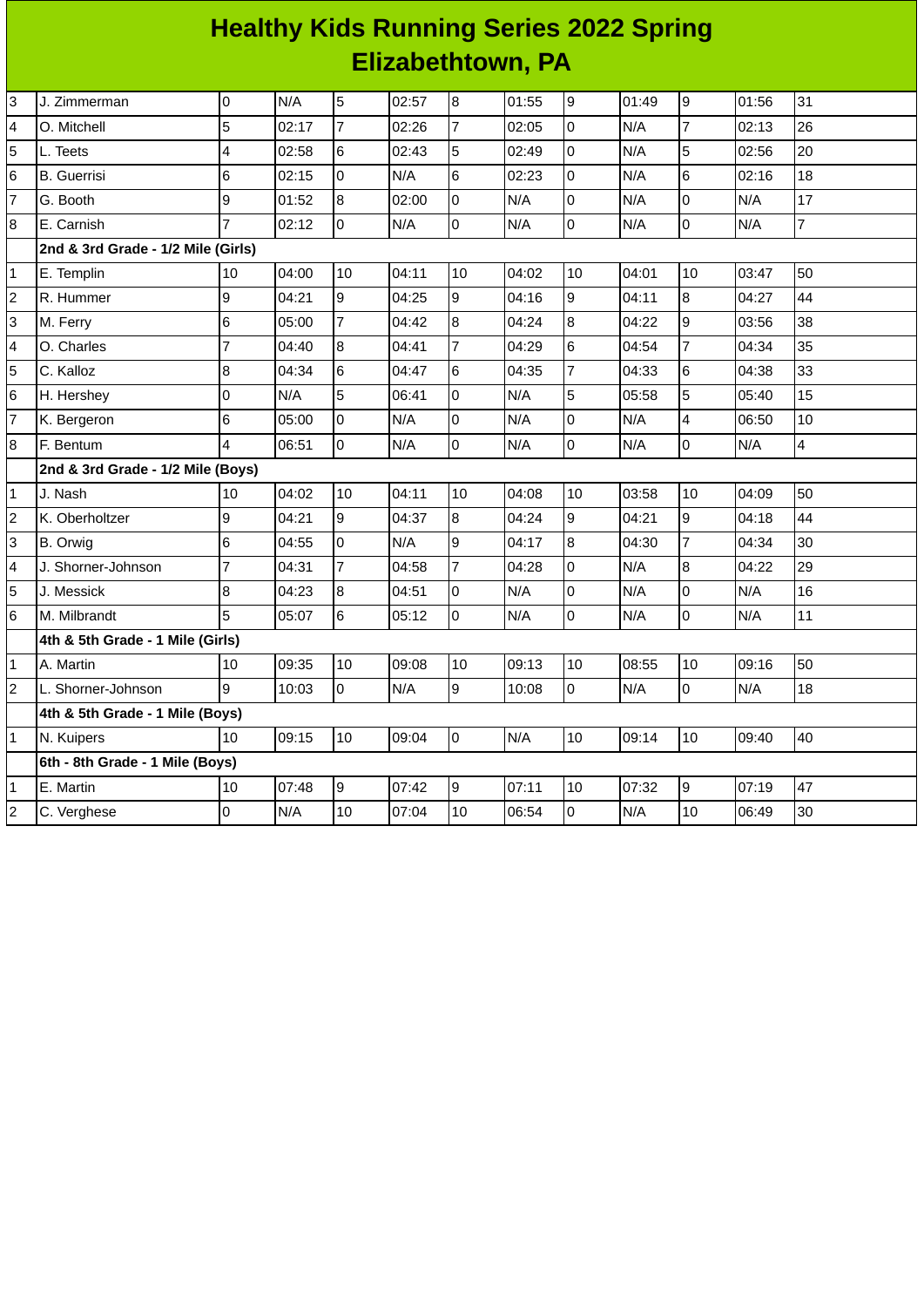# Healthy Kids Running Series 2022 Spring
## Elizabethtown, PA

| | | | | | | | | | | | |
|---|---|---|---|---|---|---|---|---|---|---|---|
| 3 | J. Zimmerman | 0 | N/A | 5 | 02:57 | 8 | 01:55 | 9 | 01:49 | 9 | 01:56 | 31 |
| 4 | O. Mitchell | 5 | 02:17 | 7 | 02:26 | 7 | 02:05 | 0 | N/A | 7 | 02:13 | 26 |
| 5 | L. Teets | 4 | 02:58 | 6 | 02:43 | 5 | 02:49 | 0 | N/A | 5 | 02:56 | 20 |
| 6 | B. Guerrisi | 6 | 02:15 | 0 | N/A | 6 | 02:23 | 0 | N/A | 6 | 02:16 | 18 |
| 7 | G. Booth | 9 | 01:52 | 8 | 02:00 | 0 | N/A | 0 | N/A | 0 | N/A | 17 |
| 8 | E. Carnish | 7 | 02:12 | 0 | N/A | 0 | N/A | 0 | N/A | 0 | N/A | 7 |
| | **2nd & 3rd Grade - 1/2 Mile (Girls)** | | | | | | | | | | | |
| 1 | E. Templin | 10 | 04:00 | 10 | 04:11 | 10 | 04:02 | 10 | 04:01 | 10 | 03:47 | 50 |
| 2 | R. Hummer | 9 | 04:21 | 9 | 04:25 | 9 | 04:16 | 9 | 04:11 | 8 | 04:27 | 44 |
| 3 | M. Ferry | 6 | 05:00 | 7 | 04:42 | 8 | 04:24 | 8 | 04:22 | 9 | 03:56 | 38 |
| 4 | O. Charles | 7 | 04:40 | 8 | 04:41 | 7 | 04:29 | 6 | 04:54 | 7 | 04:34 | 35 |
| 5 | C. Kalloz | 8 | 04:34 | 6 | 04:47 | 6 | 04:35 | 7 | 04:33 | 6 | 04:38 | 33 |
| 6 | H. Hershey | 0 | N/A | 5 | 06:41 | 0 | N/A | 5 | 05:58 | 5 | 05:40 | 15 |
| 7 | K. Bergeron | 6 | 05:00 | 0 | N/A | 0 | N/A | 0 | N/A | 4 | 06:50 | 10 |
| 8 | F. Bentum | 4 | 06:51 | 0 | N/A | 0 | N/A | 0 | N/A | 0 | N/A | 4 |
| | **2nd & 3rd Grade - 1/2 Mile (Boys)** | | | | | | | | | | | |
| 1 | J. Nash | 10 | 04:02 | 10 | 04:11 | 10 | 04:08 | 10 | 03:58 | 10 | 04:09 | 50 |
| 2 | K. Oberholtzer | 9 | 04:21 | 9 | 04:37 | 8 | 04:24 | 9 | 04:21 | 9 | 04:18 | 44 |
| 3 | B. Orwig | 6 | 04:55 | 0 | N/A | 9 | 04:17 | 8 | 04:30 | 7 | 04:34 | 30 |
| 4 | J. Shorner-Johnson | 7 | 04:31 | 7 | 04:58 | 7 | 04:28 | 0 | N/A | 8 | 04:22 | 29 |
| 5 | J. Messick | 8 | 04:23 | 8 | 04:51 | 0 | N/A | 0 | N/A | 0 | N/A | 16 |
| 6 | M. Milbrandt | 5 | 05:07 | 6 | 05:12 | 0 | N/A | 0 | N/A | 0 | N/A | 11 |
| | **4th & 5th Grade - 1 Mile (Girls)** | | | | | | | | | | | |
| 1 | A. Martin | 10 | 09:35 | 10 | 09:08 | 10 | 09:13 | 10 | 08:55 | 10 | 09:16 | 50 |
| 2 | L. Shorner-Johnson | 9 | 10:03 | 0 | N/A | 9 | 10:08 | 0 | N/A | 0 | N/A | 18 |
| | **4th & 5th Grade - 1 Mile (Boys)** | | | | | | | | | | | |
| 1 | N. Kuipers | 10 | 09:15 | 10 | 09:04 | 0 | N/A | 10 | 09:14 | 10 | 09:40 | 40 |
| | **6th - 8th Grade - 1 Mile (Boys)** | | | | | | | | | | | |
| 1 | E. Martin | 10 | 07:48 | 9 | 07:42 | 9 | 07:11 | 10 | 07:32 | 9 | 07:19 | 47 |
| 2 | C. Verghese | 0 | N/A | 10 | 07:04 | 10 | 06:54 | 0 | N/A | 10 | 06:49 | 30 |